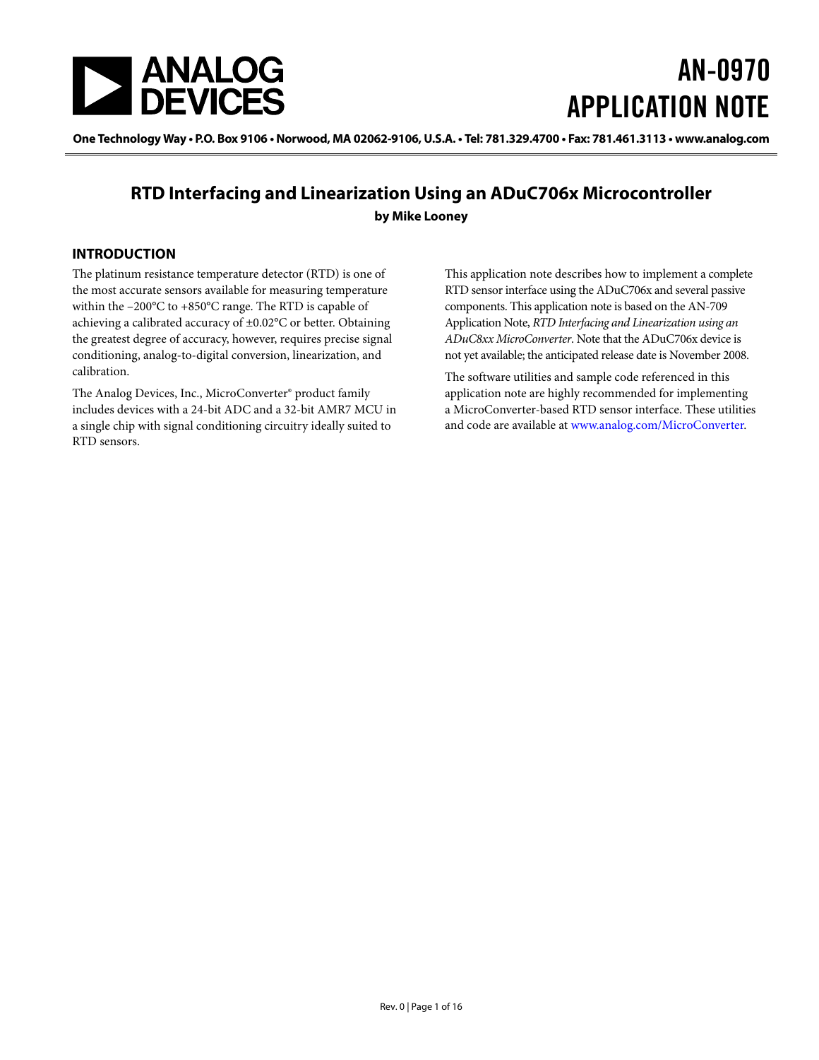# AN-0970 APPLICATION NOTE

One Technology Way • P.O. Box 9106 • Norwood, MA 02062-9106, U.S.A. • Tel: 781.329.4700 • Fax: 781.461.3113 • www.analog.com

## RTD Interfacing and Linearization Using an ADuC706x Microcontroller

**by Mike Looney**

### INTRODUCTION

The platinum resistance temperature detector (RTD) is one of the most accurate sensors available for measuring temperature within the −200°C to +850°C range. The RTD is capable of achieving a calibrated accuracy of ±0.02°C or better. Obtaining the greatest degree of accuracy, however, requires precise signal conditioning, analog-to-digital conversion, linearization, and calibration.

The Analog Devices, Inc., MicroConverter® product family includes devices with a 24-bit ADC and a 32-bit AMR7 MCU in a single chip with signal conditioning circuitry ideally suited to RTD sensors.

This application note describes how to implement a complete RTD sensor interface using the ADuC706x and several passive components. This application note is based on the AN-709 Application Note, *RTD Interfacing and Linearization using an ADuC8xx MicroConverter*. Note that the ADuC706x device is not yet available; the anticipated release date is November 2008.

The software utilities and sample code referenced in this application note are highly recommended for implementing a MicroConverter-based RTD sensor interface. These utilities and code are available at www.analog.com/MicroConverter.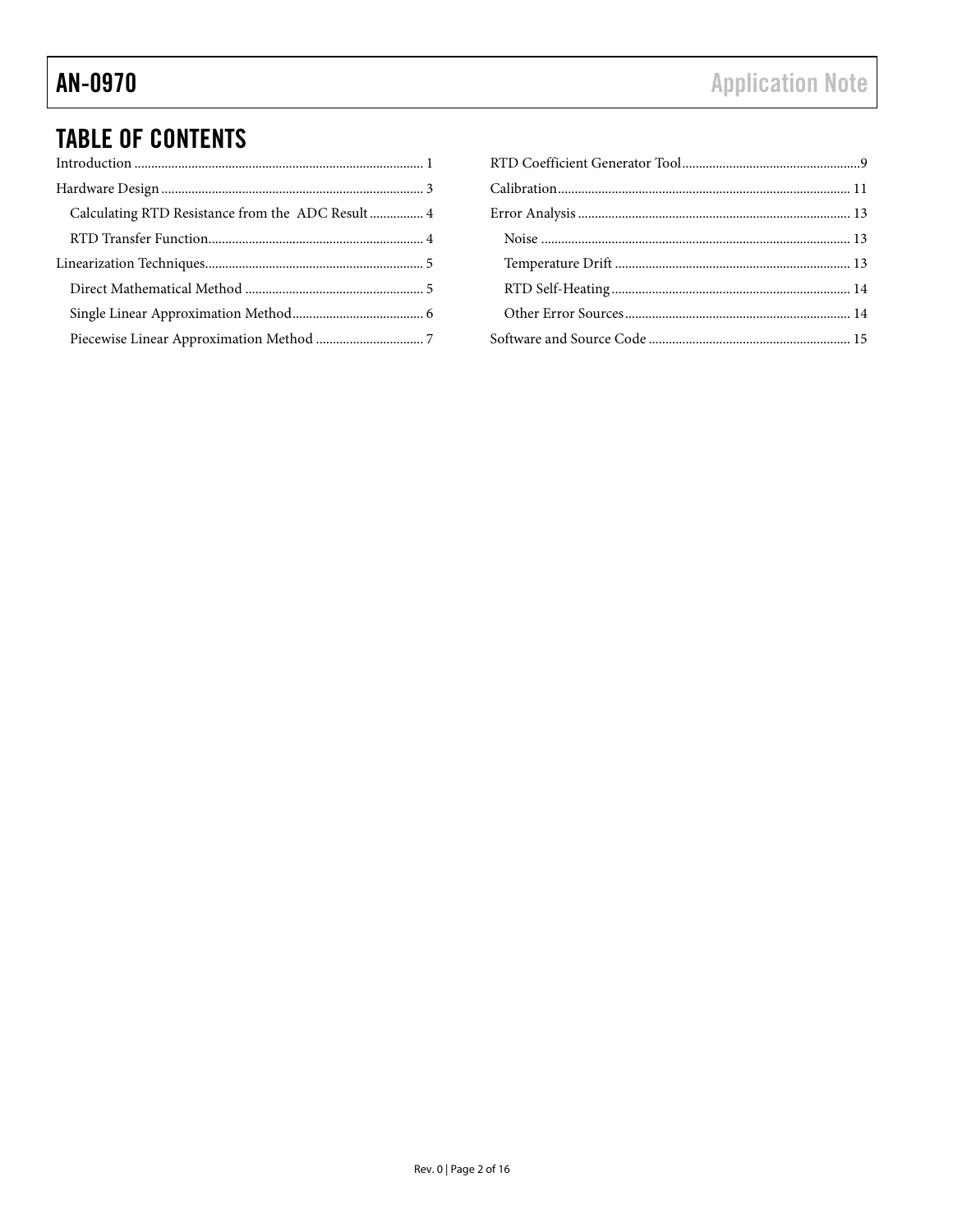## TABLE OF CONTENTS

Introduction .................................................. 1

Hardware Design .................................................. 3

  Calculating RTD Resistance from the ADC Result .................................................. 4

  RTD Transfer Function .................................................. 4

Linearization Techniques .................................................. 5

  Direct Mathematical Method .................................................. 5

  Single Linear Approximation Method .................................................. 6

  Piecewise Linear Approximation Method .................................................. 7

RTD Coefficient Generator Tool .................................................. 9

Calibration .................................................. 11

Error Analysis .................................................. 13

  Noise .................................................. 13

  Temperature Drift .................................................. 13

  RTD Self-Heating .................................................. 14

  Other Error Sources .................................................. 14

Software and Source Code .................................................. 15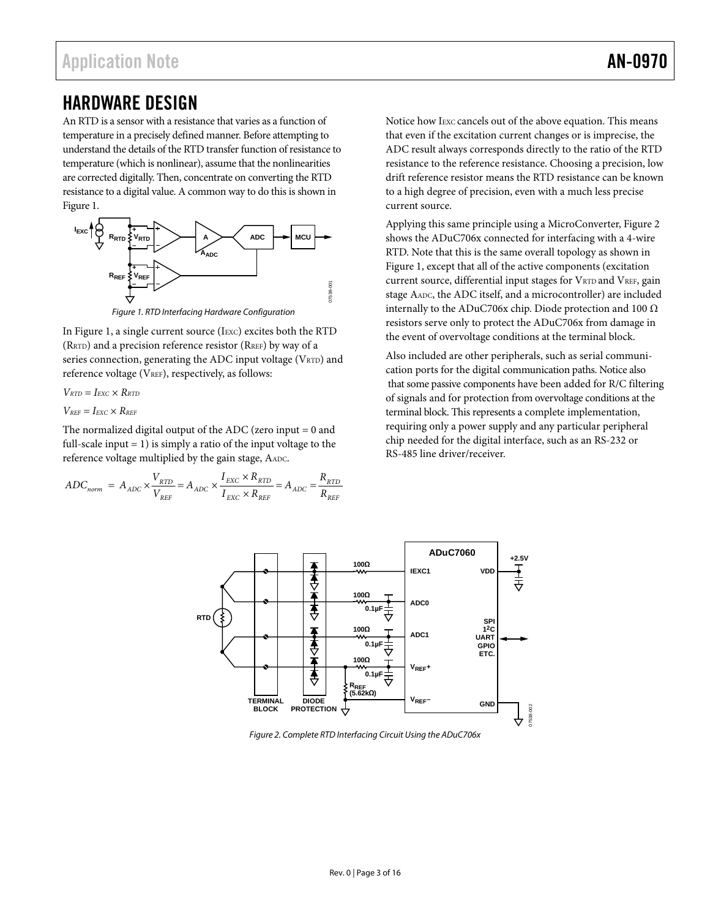## HARDWARE DESIGN

An RTD is a sensor with a resistance that varies as a function of temperature in a precisely defined manner. Before attempting to understand the details of the RTD transfer function of resistance to temperature (which is nonlinear), assume that the nonlinearities are corrected digitally. Then, concentrate on converting the RTD resistance to a digital value. A common way to do this is shown in Figure 1.

*Figure 1. RTD Interfacing Hardware Configuration*

In Figure 1, a single current source ($I_{EXC}$) excites both the RTD ($R_{RTD}$) and a precision reference resistor ($R_{REF}$) by way of a series connection, generating the ADC input voltage ($V_{RTD}$) and reference voltage ($V_{REF}$), respectively, as follows:

$V_{RTD} = I_{EXC} \times R_{RTD}$

$V_{REF} = I_{EXC} \times R_{REF}$

The normalized digital output of the ADC (zero input = 0 and full-scale input = 1) is simply a ratio of the input voltage to the reference voltage multiplied by the gain stage, $A_{ADC}$.

$$ADC_{norm} = A_{ADC} \times \frac{V_{RTD}}{V_{REF}} = A_{ADC} \times \frac{I_{EXC} \times R_{RTD}}{I_{EXC} \times R_{REF}} = A_{ADC} = \frac{R_{RTD}}{R_{REF}}$$

Notice how $I_{EXC}$ cancels out of the above equation. This means that even if the excitation current changes or is imprecise, the ADC result always corresponds directly to the ratio of the RTD resistance to the reference resistance. Choosing a precision, low drift reference resistor means the RTD resistance can be known to a high degree of precision, even with a much less precise current source.

Applying this same principle using a MicroConverter, Figure 2 shows the ADuC706x connected for interfacing with a 4-wire RTD. Note that this is the same overall topology as shown in Figure 1, except that all of the active components (excitation current source, differential input stages for $V_{RTD}$ and $V_{REF}$, gain stage $A_{ADC}$, the ADC itself, and a microcontroller) are included internally to the ADuC706x chip. Diode protection and 100 Ω resistors serve only to protect the ADuC706x from damage in the event of overvoltage conditions at the terminal block.

Also included are other peripherals, such as serial communication ports for the digital communication paths. Notice also that some passive components have been added for R/C filtering of signals and for protection from overvoltage conditions at the terminal block. This represents a complete implementation, requiring only a power supply and any particular peripheral chip needed for the digital interface, such as an RS-232 or RS-485 line driver/receiver.

*Figure 2. Complete RTD Interfacing Circuit Using the ADuC706x*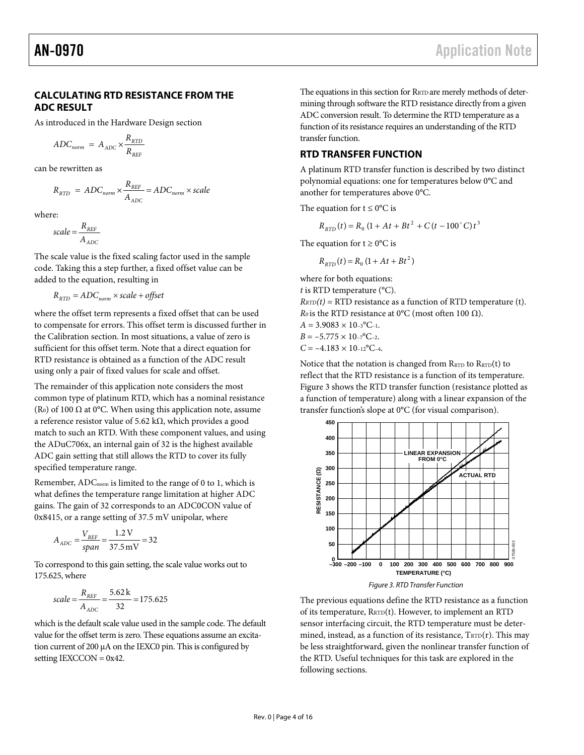## CALCULATING RTD RESISTANCE FROM THE ADC RESULT

As introduced in the Hardware Design section

$$ADC_{norm} = A_{ADC} \times \frac{R_{RTD}}{R_{REF}}$$

can be rewritten as

$$R_{RTD} = ADC_{norm} \times \frac{R_{REF}}{A_{ADC}} = ADC_{norm} \times scale$$

where:

$$scale = \frac{R_{REF}}{A_{ADC}}$$

The scale value is the fixed scaling factor used in the sample code. Taking this a step further, a fixed offset value can be added to the equation, resulting in

$$R_{RTD} = ADC_{norm} \times scale + offset$$

where the offset term represents a fixed offset that can be used to compensate for errors. This offset term is discussed further in the Calibration section. In most situations, a value of zero is sufficient for this offset term. Note that a direct equation for RTD resistance is obtained as a function of the ADC result using only a pair of fixed values for scale and offset.

The remainder of this application note considers the most common type of platinum RTD, which has a nominal resistance ($R_0$) of 100 Ω at 0°C. When using this application note, assume a reference resistor value of 5.62 kΩ, which provides a good match to such an RTD. With these component values, and using the ADuC706x, an internal gain of 32 is the highest available ADC gain setting that still allows the RTD to cover its fully specified temperature range.

Remember, $ADC_{norm}$ is limited to the range of 0 to 1, which is what defines the temperature range limitation at higher ADC gains. The gain of 32 corresponds to an ADC0CON value of 0x8415, or a range setting of 37.5 mV unipolar, where

$$A_{ADC} = \frac{V_{REF}}{span} = \frac{1.2\,\text{V}}{37.5\,\text{mV}} = 32$$

To correspond to this gain setting, the scale value works out to 175.625, where

$$scale = \frac{R_{REF}}{A_{ADC}} = \frac{5.62\,\text{k}}{32} = 175.625$$

which is the default scale value used in the sample code. The default value for the offset term is zero. These equations assume an excitation current of 200 µA on the IEXC0 pin. This is configured by setting IEXCCON = 0x42.

The equations in this section for $R_{RTD}$ are merely methods of determining through software the RTD resistance directly from a given ADC conversion result. To determine the RTD temperature as a function of its resistance requires an understanding of the RTD transfer function.

## RTD TRANSFER FUNCTION

A platinum RTD transfer function is described by two distinct polynomial equations: one for temperatures below 0°C and another for temperatures above 0°C.

The equation for t ≤ 0°C is

$$R_{RTD}(t) = R_0\,(1 + At + Bt^2 + C(t - 100^\circ C)t^3$$

The equation for t ≥ 0°C is

$$R_{RTD}(t) = R_0\,(1 + At + Bt^2)$$

where for both equations:
$t$ is RTD temperature (°C).
$R_{RTD}(t)$ = RTD resistance as a function of RTD temperature (t).
$R_0$ is the RTD resistance at 0°C (most often 100 Ω).
$A = 3.9083 \times 10^{-3}$°C$^{-1}$.
$B = -5.775 \times 10^{-7}$°C$^{-2}$.
$C = -4.183 \times 10^{-12}$°C$^{-4}$.

Notice that the notation is changed from $R_{RTD}$ to $R_{RTD}(t)$ to reflect that the RTD resistance is a function of its temperature. Figure 3 shows the RTD transfer function (resistance plotted as a function of temperature) along with a linear expansion of the transfer function's slope at 0°C (for visual comparison).

Figure 3. RTD Transfer Function

The previous equations define the RTD resistance as a function of its temperature, $R_{RTD}(t)$. However, to implement an RTD sensor interfacing circuit, the RTD temperature must be determined, instead, as a function of its resistance, $T_{RTD}(r)$. This may be less straightforward, given the nonlinear transfer function of the RTD. Useful techniques for this task are explored in the following sections.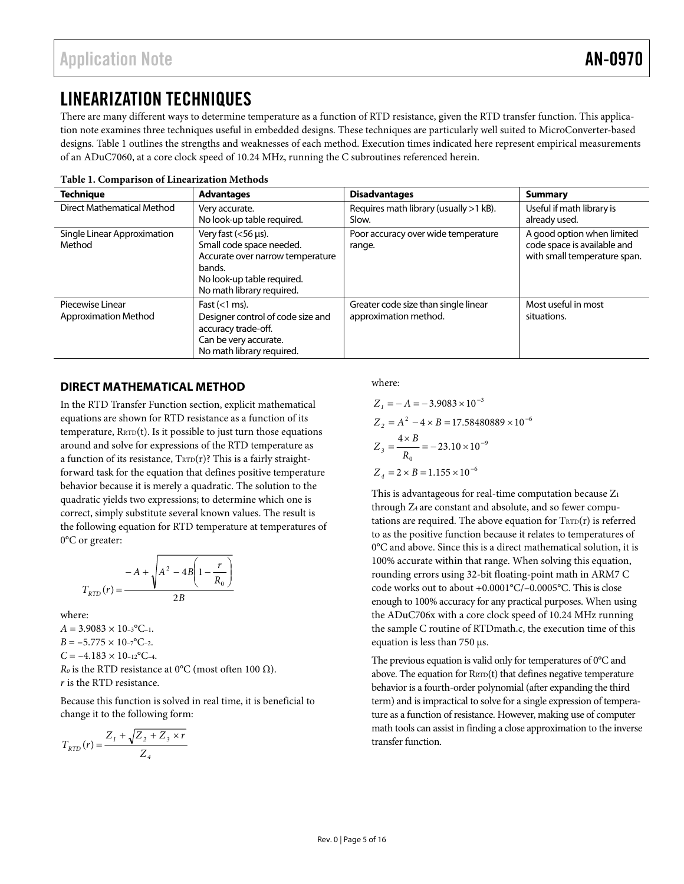## LINEARIZATION TECHNIQUES

There are many different ways to determine temperature as a function of RTD resistance, given the RTD transfer function. This application note examines three techniques useful in embedded designs. These techniques are particularly well suited to MicroConverter-based designs. Table 1 outlines the strengths and weaknesses of each method. Execution times indicated here represent empirical measurements of an ADuC7060, at a core clock speed of 10.24 MHz, running the C subroutines referenced herein.

**Table 1. Comparison of Linearization Methods**

| Technique | Advantages | Disadvantages | Summary |
|---|---|---|---|
| Direct Mathematical Method | Very accurate.<br>No look-up table required. | Requires math library (usually >1 kB).<br>Slow. | Useful if math library is already used. |
| Single Linear Approximation Method | Very fast (<56 µs).<br>Small code space needed.<br>Accurate over narrow temperature bands.<br>No look-up table required.<br>No math library required. | Poor accuracy over wide temperature range. | A good option when limited code space is available and with small temperature span. |
| Piecewise Linear Approximation Method | Fast (<1 ms).<br>Designer control of code size and accuracy trade-off.<br>Can be very accurate.<br>No math library required. | Greater code size than single linear approximation method. | Most useful in most situations. |

### DIRECT MATHEMATICAL METHOD

In the RTD Transfer Function section, explicit mathematical equations are shown for RTD resistance as a function of its temperature, $R_{RTD}(t)$. Is it possible to just turn those equations around and solve for expressions of the RTD temperature as a function of its resistance, $T_{RTD}(r)$? This is a fairly straightforward task for the equation that defines positive temperature behavior because it is merely a quadratic. The solution to the quadratic yields two expressions; to determine which one is correct, simply substitute several known values. The result is the following equation for RTD temperature at temperatures of 0°C or greater:

$$T_{RTD}(r) = \frac{-A + \sqrt{A^2 - 4B\left(1 - \frac{r}{R_0}\right)}}{2B}$$

where:
$A = 3.9083 \times 10^{-3}$°C$^{-1}$.
$B = -5.775 \times 10^{-7}$°C$^{-2}$.
$C = -4.183 \times 10^{-12}$°C$^{-4}$.
$R_0$ is the RTD resistance at 0°C (most often 100 Ω).
$r$ is the RTD resistance.

Because this function is solved in real time, it is beneficial to change it to the following form:

$$T_{RTD}(r) = \frac{Z_1 + \sqrt{Z_2 + Z_3 \times r}}{Z_4}$$

where:

$$Z_1 = -A = -3.9083 \times 10^{-3}$$

$$Z_2 = A^2 - 4 \times B = 17.58480889 \times 10^{-6}$$

$$Z_3 = \frac{4 \times B}{R_0} = -23.10 \times 10^{-9}$$

$$Z_4 = 2 \times B = 1.155 \times 10^{-6}$$

This is advantageous for real-time computation because $Z_1$ through $Z_4$ are constant and absolute, and so fewer computations are required. The above equation for $T_{RTD}(r)$ is referred to as the positive function because it relates to temperatures of 0°C and above. Since this is a direct mathematical solution, it is 100% accurate within that range. When solving this equation, rounding errors using 32-bit floating-point math in ARM7 C code works out to about +0.0001°C/−0.0005°C. This is close enough to 100% accuracy for any practical purposes. When using the ADuC706x with a core clock speed of 10.24 MHz running the sample C routine of RTDmath.c, the execution time of this equation is less than 750 µs.

The previous equation is valid only for temperatures of 0°C and above. The equation for $R_{RTD}(t)$ that defines negative temperature behavior is a fourth-order polynomial (after expanding the third term) and is impractical to solve for a single expression of temperature as a function of resistance. However, making use of computer math tools can assist in finding a close approximation to the inverse transfer function.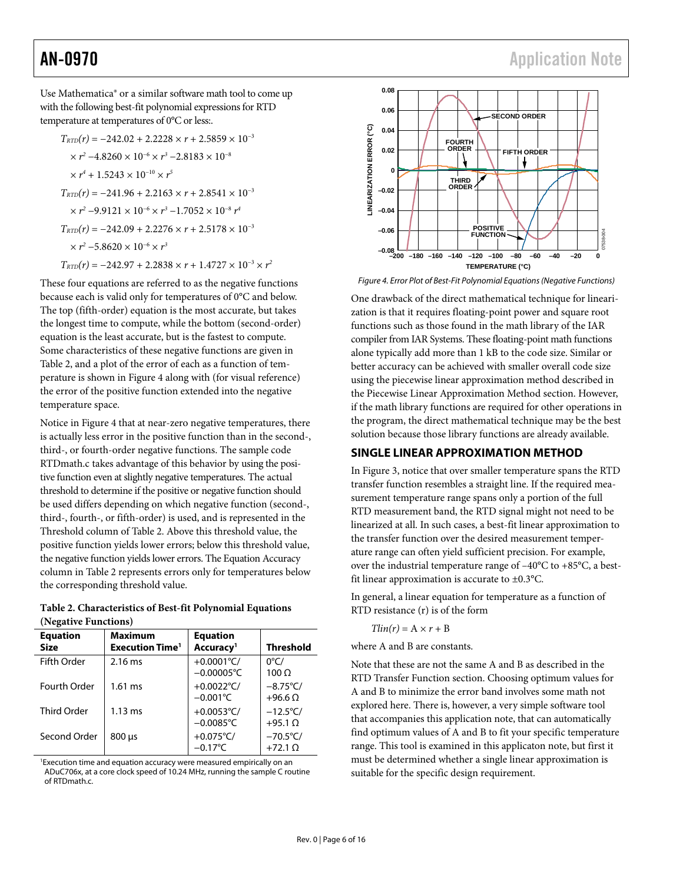Use Mathematica® or a similar software math tool to come up with the following best-fit polynomial expressions for RTD temperature at temperatures of 0°C or less:.

$$T_{RTD}(r) = -242.02 + 2.2228 \times r + 2.5859 \times 10^{-3} \times r^2 - 4.8260 \times 10^{-6} \times r^3 - 2.8183 \times 10^{-8} \times r^4 + 1.5243 \times 10^{-10} \times r^5$$

$$T_{RTD}(r) = -241.96 + 2.2163 \times r + 2.8541 \times 10^{-3} \times r^2 - 9.9121 \times 10^{-6} \times r^3 - 1.7052 \times 10^{-8} r^4$$

$$T_{RTD}(r) = -242.09 + 2.2276 \times r + 2.5178 \times 10^{-3} \times r^2 - 5.8620 \times 10^{-6} \times r^3$$

$$T_{RTD}(r) = -242.97 + 2.2838 \times r + 1.4727 \times 10^{-3} \times r^2$$

These four equations are referred to as the negative functions because each is valid only for temperatures of 0°C and below. The top (fifth-order) equation is the most accurate, but takes the longest time to compute, while the bottom (second-order) equation is the least accurate, but is the fastest to compute. Some characteristics of these negative functions are given in Table 2, and a plot of the error of each as a function of temperature is shown in Figure 4 along with (for visual reference) the error of the positive function extended into the negative temperature space.

Notice in Figure 4 that at near-zero negative temperatures, there is actually less error in the positive function than in the second-, third-, or fourth-order negative functions. The sample code RTDmath.c takes advantage of this behavior by using the positive function even at slightly negative temperatures. The actual threshold to determine if the positive or negative function should be used differs depending on which negative function (second-, third-, fourth-, or fifth-order) is used, and is represented in the Threshold column of Table 2. Above this threshold value, the positive function yields lower errors; below this threshold value, the negative function yields lower errors. The Equation Accuracy column in Table 2 represents errors only for temperatures below the corresponding threshold value.

**Table 2. Characteristics of Best-fit Polynomial Equations (Negative Functions)**

| Equation Size | Maximum Execution Time[1] | Equation Accuracy[1] | Threshold |
|---|---|---|---|
| Fifth Order | 2.16 ms | +0.0001°C/ −0.00005°C | 0°C/ 100 Ω |
| Fourth Order | 1.61 ms | +0.0022°C/ −0.001°C | −8.75°C/ +96.6 Ω |
| Third Order | 1.13 ms | +0.0053°C/ −0.0085°C | −12.5°C/ +95.1 Ω |
| Second Order | 800 µs | +0.075°C/ −0.17°C | −70.5°C/ +72.1 Ω |

[1]Execution time and equation accuracy were measured empirically on an ADuC706x, at a core clock speed of 10.24 MHz, running the sample C routine of RTDmath.c.

Figure 4. Error Plot of Best-Fit Polynomial Equations (Negative Functions)

One drawback of the direct mathematical technique for linearization is that it requires floating-point power and square root functions such as those found in the math library of the IAR compiler from IAR Systems. These floating-point math functions alone typically add more than 1 kB to the code size. Similar or better accuracy can be achieved with smaller overall code size using the piecewise linear approximation method described in the Piecewise Linear Approximation Method section. However, if the math library functions are required for other operations in the program, the direct mathematical technique may be the best solution because those library functions are already available.

## SINGLE LINEAR APPROXIMATION METHOD

In Figure 3, notice that over smaller temperature spans the RTD transfer function resembles a straight line. If the required measurement temperature range spans only a portion of the full RTD measurement band, the RTD signal might not need to be linearized at all. In such cases, a best-fit linear approximation to the transfer function over the desired measurement temperature range can often yield sufficient precision. For example, over the industrial temperature range of −40°C to +85°C, a best-fit linear approximation is accurate to ±0.3°C.

In general, a linear equation for temperature as a function of RTD resistance (r) is of the form

$$Tlin(r) = A \times r + B$$

where A and B are constants.

Note that these are not the same A and B as described in the RTD Transfer Function section. Choosing optimum values for A and B to minimize the error band involves some math not explored here. There is, however, a very simple software tool that accompanies this application note, that can automatically find optimum values of A and B to fit your specific temperature range. This tool is examined in this applicaton note, but first it must be determined whether a single linear approximation is suitable for the specific design requirement.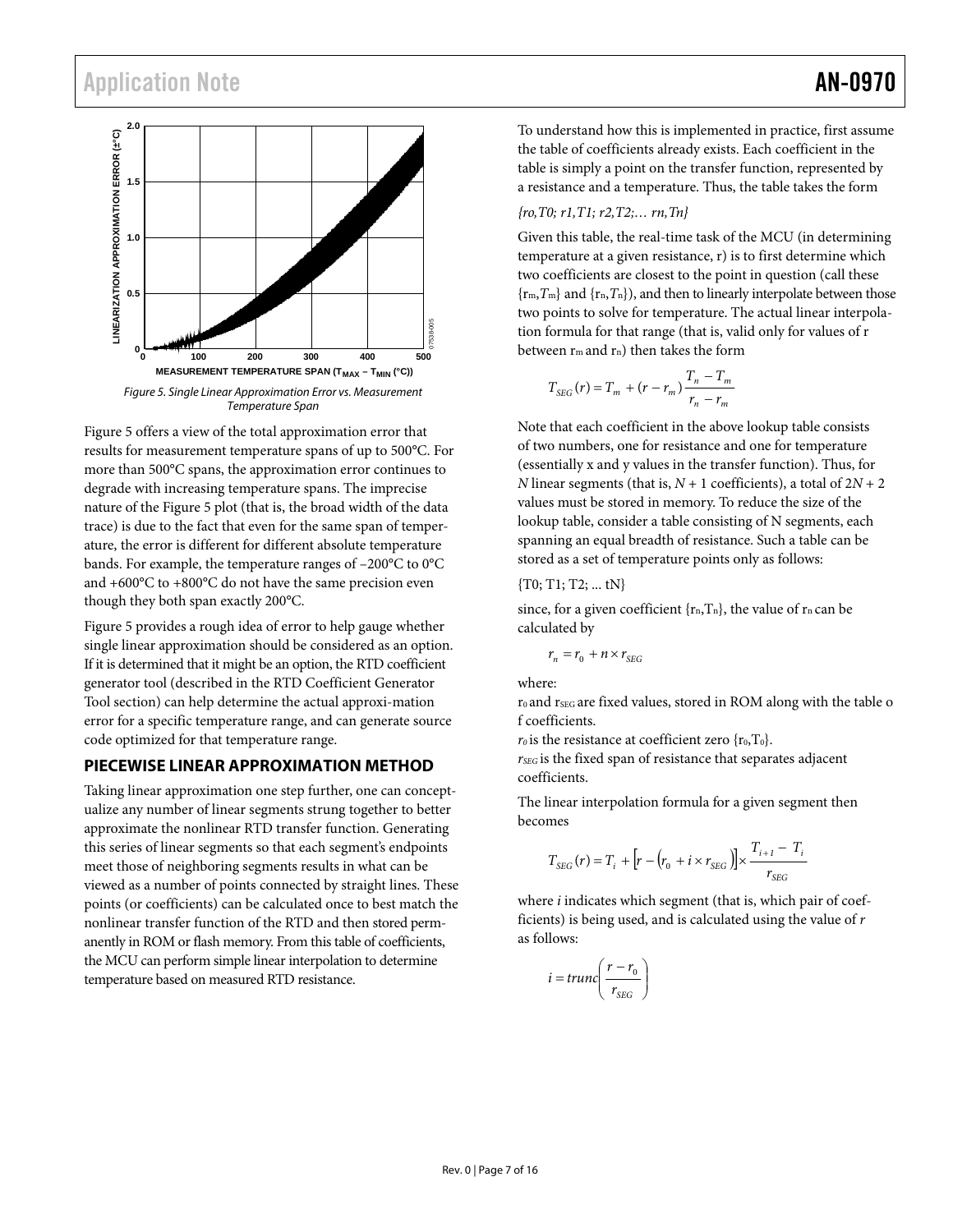Figure 5. Single Linear Approximation Error vs. Measurement Temperature Span

Figure 5 offers a view of the total approximation error that results for measurement temperature spans of up to 500°C. For more than 500°C spans, the approximation error continues to degrade with increasing temperature spans. The imprecise nature of the Figure 5 plot (that is, the broad width of the data trace) is due to the fact that even for the same span of temperature, the error is different for different absolute temperature bands. For example, the temperature ranges of −200°C to 0°C and +600°C to +800°C do not have the same precision even though they both span exactly 200°C.

Figure 5 provides a rough idea of error to help gauge whether single linear approximation should be considered as an option. If it is determined that it might be an option, the RTD coefficient generator tool (described in the RTD Coefficient Generator Tool section) can help determine the actual approxi-mation error for a specific temperature range, and can generate source code optimized for that temperature range.

## PIECEWISE LINEAR APPROXIMATION METHOD

Taking linear approximation one step further, one can conceptualize any number of linear segments strung together to better approximate the nonlinear RTD transfer function. Generating this series of linear segments so that each segment's endpoints meet those of neighboring segments results in what can be viewed as a number of points connected by straight lines. These points (or coefficients) can be calculated once to best match the nonlinear transfer function of the RTD and then stored permanently in ROM or flash memory. From this table of coefficients, the MCU can perform simple linear interpolation to determine temperature based on measured RTD resistance.

To understand how this is implemented in practice, first assume the table of coefficients already exists. Each coefficient in the table is simply a point on the transfer function, represented by a resistance and a temperature. Thus, the table takes the form

*{ro,T0; r1,T1; r2,T2;… rn,Tn}*

Given this table, the real-time task of the MCU (in determining temperature at a given resistance, r) is to first determine which two coefficients are closest to the point in question (call these $\{r_m, T_m\}$ and $\{r_n, T_n\}$), and then to linearly interpolate between those two points to solve for temperature. The actual linear interpolation formula for that range (that is, valid only for values of r between $r_m$ and $r_n$) then takes the form

$$T_{SEG}(r) = T_m + (r - r_m)\frac{T_n - T_m}{r_n - r_m}$$

Note that each coefficient in the above lookup table consists of two numbers, one for resistance and one for temperature (essentially x and y values in the transfer function). Thus, for *N* linear segments (that is, *N* + 1 coefficients), a total of 2*N* + 2 values must be stored in memory. To reduce the size of the lookup table, consider a table consisting of N segments, each spanning an equal breadth of resistance. Such a table can be stored as a set of temperature points only as follows:

{T0; T1; T2; ... tN}

since, for a given coefficient $\{r_n, T_n\}$, the value of $r_n$ can be calculated by

$$r_n = r_0 + n \times r_{SEG}$$

where:

$r_0$ and $r_{SEG}$ are fixed values, stored in ROM along with the table o f coefficients.

$r_0$ is the resistance at coefficient zero $\{r_0, T_0\}$.

$r_{SEG}$ is the fixed span of resistance that separates adjacent coefficients.

The linear interpolation formula for a given segment then becomes

$$T_{SEG}(r) = T_i + \left[r - \left(r_0 + i \times r_{SEG}\right)\right] \times \frac{T_{i+1} - T_i}{r_{SEG}}$$

where *i* indicates which segment (that is, which pair of coefficients) is being used, and is calculated using the value of *r* as follows:

$$i = trunc\left(\frac{r - r_0}{r_{SEG}}\right)$$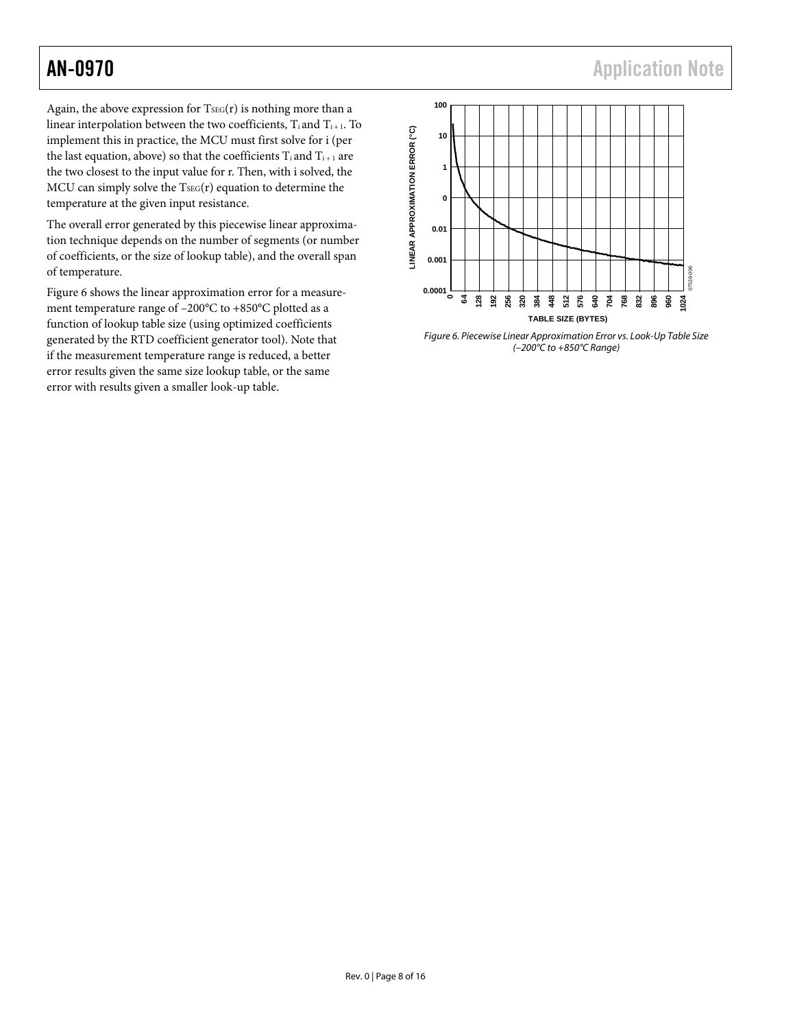Again, the above expression for $T_{SEG}(r)$ is nothing more than a linear interpolation between the two coefficients, $T_i$ and $T_{i+1}$. To implement this in practice, the MCU must first solve for i (per the last equation, above) so that the coefficients $T_i$ and $T_{i+1}$ are the two closest to the input value for r. Then, with i solved, the MCU can simply solve the $T_{SEG}(r)$ equation to determine the temperature at the given input resistance.

The overall error generated by this piecewise linear approximation technique depends on the number of segments (or number of coefficients, or the size of lookup table), and the overall span of temperature.

Figure 6 shows the linear approximation error for a measurement temperature range of −200°C to +850°C plotted as a function of lookup table size (using optimized coefficients generated by the RTD coefficient generator tool). Note that if the measurement temperature range is reduced, a better error results given the same size lookup table, or the same error with results given a smaller look-up table.

*Figure 6. Piecewise Linear Approximation Error vs. Look-Up Table Size (−200°C to +850°C Range)*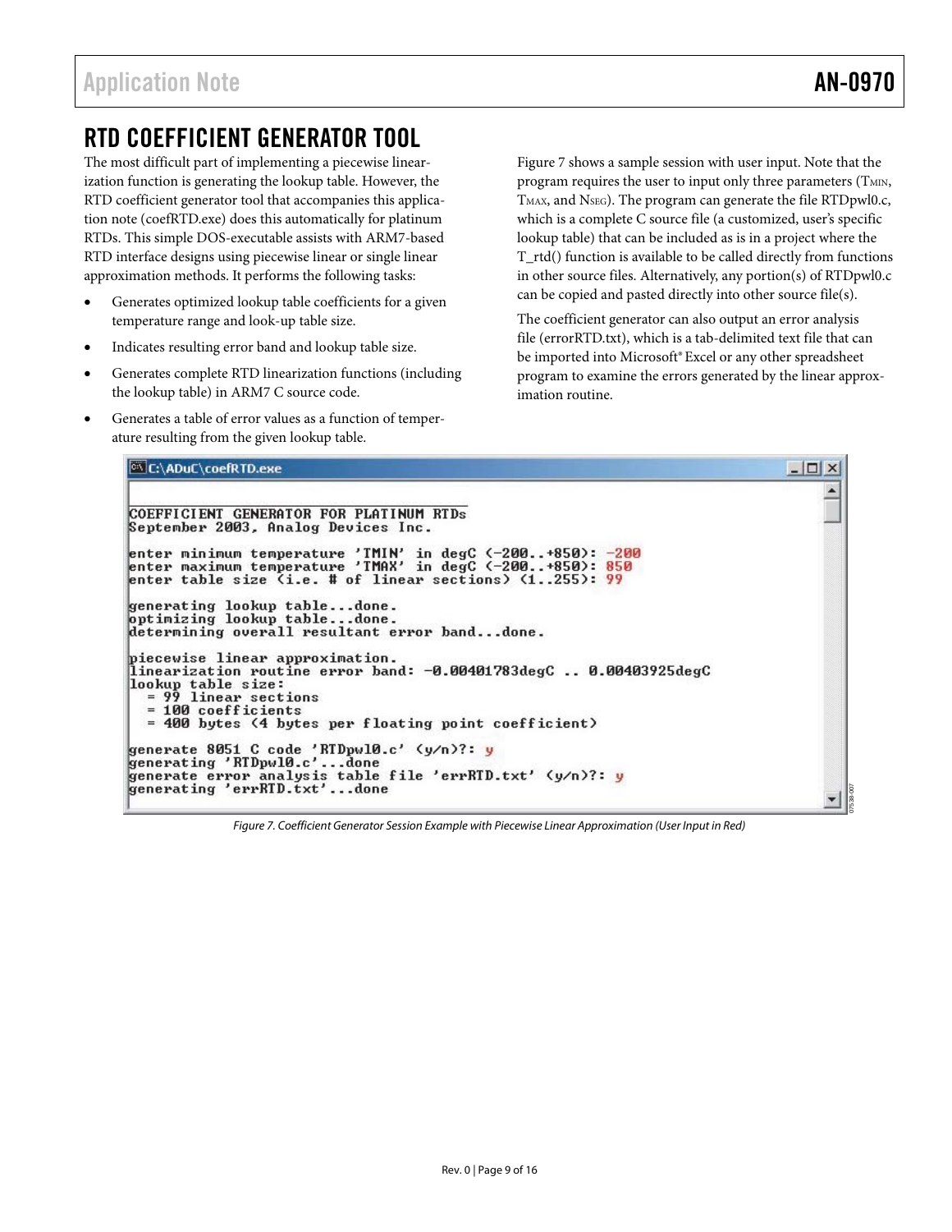## RTD COEFFICIENT GENERATOR TOOL

The most difficult part of implementing a piecewise linearization function is generating the lookup table. However, the RTD coefficient generator tool that accompanies this application note (coefRTD.exe) does this automatically for platinum RTDs. This simple DOS-executable assists with ARM7-based RTD interface designs using piecewise linear or single linear approximation methods. It performs the following tasks:

- Generates optimized lookup table coefficients for a given temperature range and look-up table size.
- Indicates resulting error band and lookup table size.
- Generates complete RTD linearization functions (including the lookup table) in ARM7 C source code.
- Generates a table of error values as a function of temperature resulting from the given lookup table.

Figure 7 shows a sample session with user input. Note that the program requires the user to input only three parameters ($T_{MIN}$, $T_{MAX}$, and $N_{SEG}$). The program can generate the file RTDpwl0.c, which is a complete C source file (a customized, user's specific lookup table) that can be included as is in a project where the T_rtd() function is available to be called directly from functions in other source files. Alternatively, any portion(s) of RTDpwl0.c can be copied and pasted directly into other source file(s).

The coefficient generator can also output an error analysis file (errorRTD.txt), which is a tab-delimited text file that can be imported into Microsoft® Excel or any other spreadsheet program to examine the errors generated by the linear approximation routine.

```
C:\ADuC\coefRTD.exe

COEFFICIENT GENERATOR FOR PLATINUM RTDs
September 2003, Analog Devices Inc.

enter minimum temperature 'TMIN' in degC (-200..+850): -200
enter maximum temperature 'TMAX' in degC (-200..+850): 850
enter table size (i.e. # of linear sections) (1..255): 99

generating lookup table...done.
optimizing lookup table...done.
determining overall resultant error band...done.

piecewise linear approximation.
linearization routine error band: -0.00401783degC .. 0.00403925degC
lookup table size:
  = 99 linear sections
  = 100 coefficients
  = 400 bytes (4 bytes per floating point coefficient)

generate 8051 C code 'RTDpwl0.c' (y/n)?: y
generating 'RTDpwl0.c'...done
generate error analysis table file 'errRTD.txt' (y/n)?: y
generating 'errRTD.txt'...done
```

*Figure 7. Coefficient Generator Session Example with Piecewise Linear Approximation (User Input in Red)*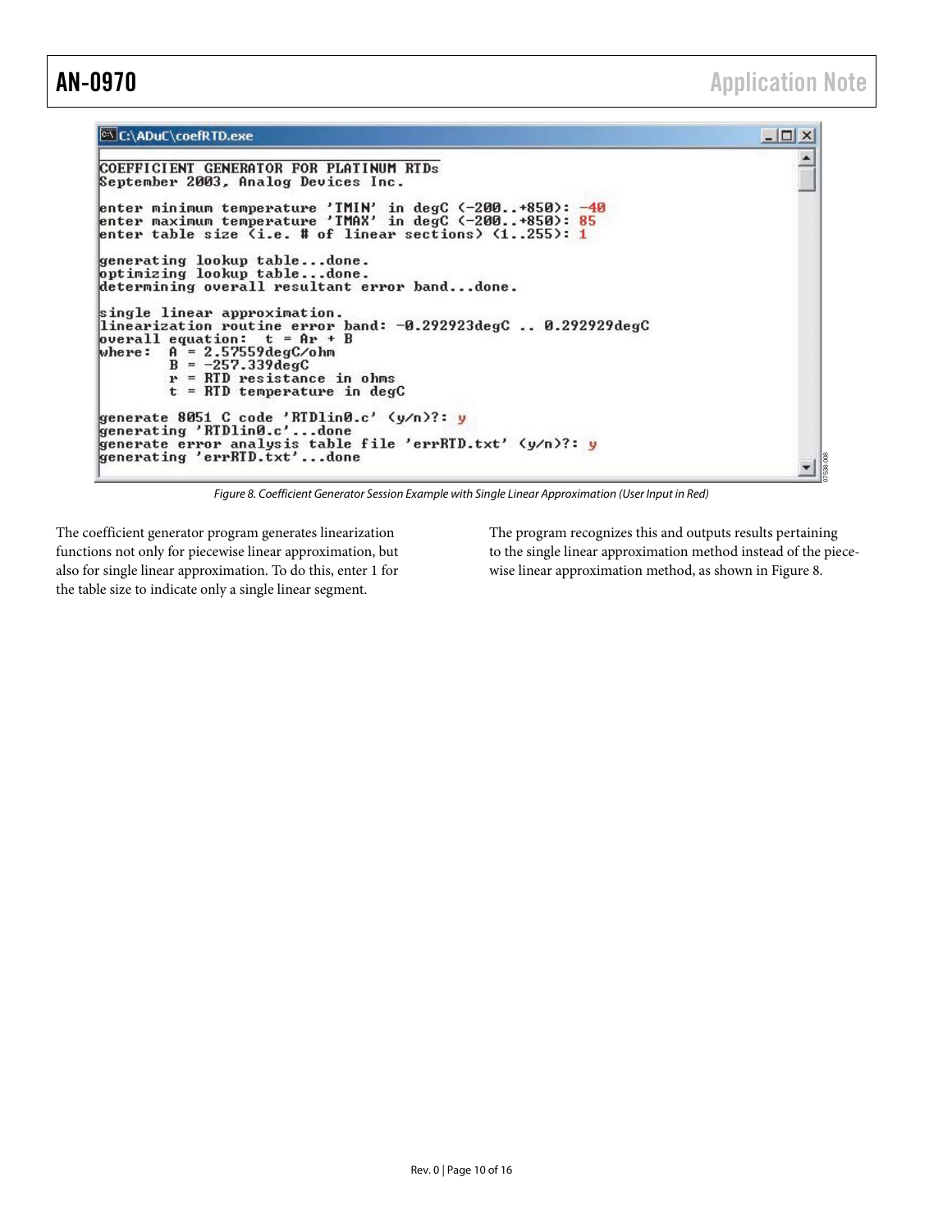```
C:\ADuC\coefRTD.exe

COEFFICIENT GENERATOR FOR PLATINUM RTDs
September 2003, Analog Devices Inc.

enter minimum temperature 'TMIN' in degC (-200..+850): -40
enter maximum temperature 'TMAX' in degC (-200..+850): 85
enter table size (i.e. # of linear sections) (1..255): 1

generating lookup table...done.
optimizing lookup table...done.
determining overall resultant error band...done.

single linear approximation.
linearization routine error band: -0.292923degC .. 0.292929degC
overall equation:  t = Ar + B
where:   A = 2.57559degC/ohm
         B = -257.339degC
         r = RTD resistance in ohms
         t = RTD temperature in degC

generate 8051 C code 'RTDlin0.c' (y/n)?: y
generating 'RTDlin0.c'...done
generate error analysis table file 'errRTD.txt' (y/n)?: y
generating 'errRTD.txt'...done
```

*Figure 8. Coefficient Generator Session Example with Single Linear Approximation (User Input in Red)*

The coefficient generator program generates linearization functions not only for piecewise linear approximation, but also for single linear approximation. To do this, enter 1 for the table size to indicate only a single linear segment.

The program recognizes this and outputs results pertaining to the single linear approximation method instead of the piecewise linear approximation method, as shown in Figure 8.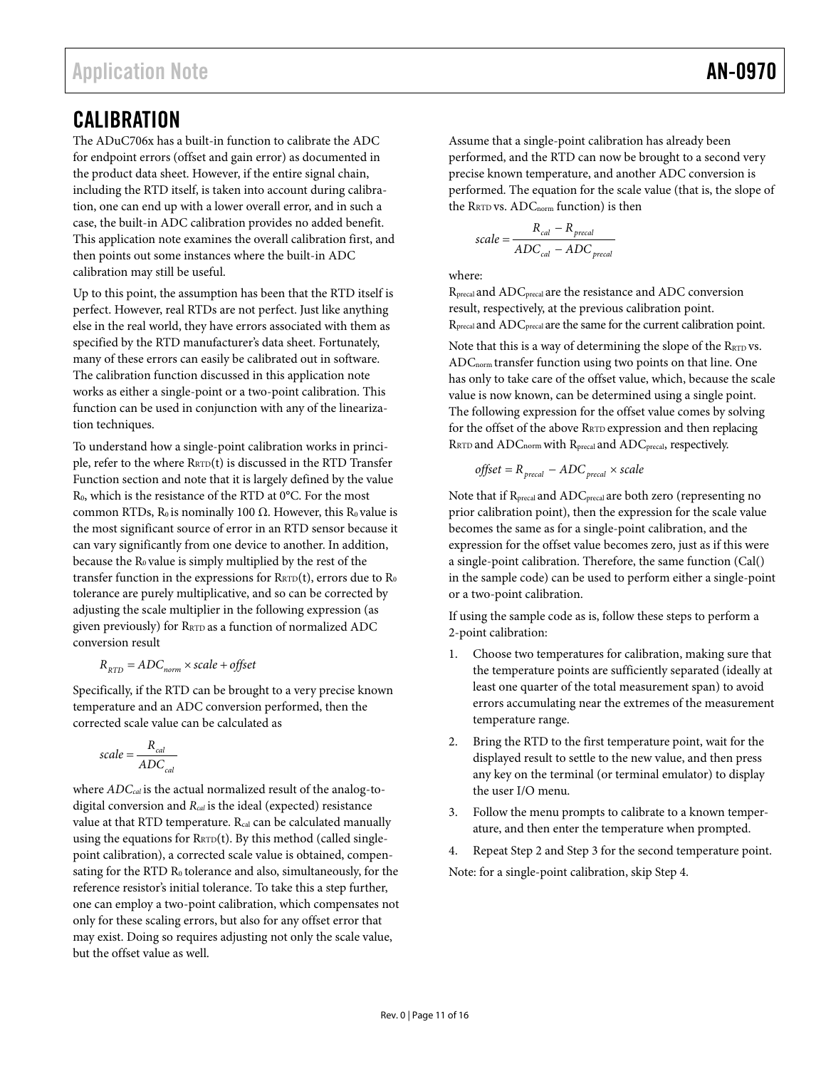## CALIBRATION

The ADuC706x has a built-in function to calibrate the ADC for endpoint errors (offset and gain error) as documented in the product data sheet. However, if the entire signal chain, including the RTD itself, is taken into account during calibration, one can end up with a lower overall error, and in such a case, the built-in ADC calibration provides no added benefit. This application note examines the overall calibration first, and then points out some instances where the built-in ADC calibration may still be useful.

Up to this point, the assumption has been that the RTD itself is perfect. However, real RTDs are not perfect. Just like anything else in the real world, they have errors associated with them as specified by the RTD manufacturer's data sheet. Fortunately, many of these errors can easily be calibrated out in software. The calibration function discussed in this application note works as either a single-point or a two-point calibration. This function can be used in conjunction with any of the linearization techniques.

To understand how a single-point calibration works in principle, refer to the where $R_{RTD}(t)$ is discussed in the RTD Transfer Function section and note that it is largely defined by the value $R_0$, which is the resistance of the RTD at 0°C. For the most common RTDs, $R_0$ is nominally 100 Ω. However, this $R_0$ value is the most significant source of error in an RTD sensor because it can vary significantly from one device to another. In addition, because the $R_0$ value is simply multiplied by the rest of the transfer function in the expressions for $R_{RTD}(t)$, errors due to $R_0$ tolerance are purely multiplicative, and so can be corrected by adjusting the scale multiplier in the following expression (as given previously) for $R_{RTD}$ as a function of normalized ADC conversion result

$$R_{RTD} = ADC_{norm} \times scale + offset$$

Specifically, if the RTD can be brought to a very precise known temperature and an ADC conversion performed, then the corrected scale value can be calculated as

$$scale = \frac{R_{cal}}{ADC_{cal}}$$

where $ADC_{cal}$ is the actual normalized result of the analog-to-digital conversion and $R_{cal}$ is the ideal (expected) resistance value at that RTD temperature. $R_{cal}$ can be calculated manually using the equations for $R_{RTD}(t)$. By this method (called single-point calibration), a corrected scale value is obtained, compensating for the RTD $R_0$ tolerance and also, simultaneously, for the reference resistor's initial tolerance. To take this a step further, one can employ a two-point calibration, which compensates not only for these scaling errors, but also for any offset error that may exist. Doing so requires adjusting not only the scale value, but the offset value as well.

Assume that a single-point calibration has already been performed, and the RTD can now be brought to a second very precise known temperature, and another ADC conversion is performed. The equation for the scale value (that is, the slope of the $R_{RTD}$ vs. $ADC_{norm}$ function) is then

$$scale = \frac{R_{cal} - R_{precal}}{ADC_{cal} - ADC_{precal}}$$

where:

$R_{precal}$ and $ADC_{precal}$ are the resistance and ADC conversion result, respectively, at the previous calibration point.
$R_{precal}$ and $ADC_{precal}$ are the same for the current calibration point.

Note that this is a way of determining the slope of the $R_{RTD}$ vs. $ADC_{norm}$ transfer function using two points on that line. One has only to take care of the offset value, which, because the scale value is now known, can be determined using a single point. The following expression for the offset value comes by solving for the offset of the above $R_{RTD}$ expression and then replacing $R_{RTD}$ and $ADC_{norm}$ with $R_{precal}$ and $ADC_{precal}$, respectively.

$$offset = R_{precal} - ADC_{precal} \times scale$$

Note that if $R_{precal}$ and $ADC_{precal}$ are both zero (representing no prior calibration point), then the expression for the scale value becomes the same as for a single-point calibration, and the expression for the offset value becomes zero, just as if this were a single-point calibration. Therefore, the same function (Cal() in the sample code) can be used to perform either a single-point or a two-point calibration.

If using the sample code as is, follow these steps to perform a 2-point calibration:

1. Choose two temperatures for calibration, making sure that the temperature points are sufficiently separated (ideally at least one quarter of the total measurement span) to avoid errors accumulating near the extremes of the measurement temperature range.
2. Bring the RTD to the first temperature point, wait for the displayed result to settle to the new value, and then press any key on the terminal (or terminal emulator) to display the user I/O menu.
3. Follow the menu prompts to calibrate to a known temperature, and then enter the temperature when prompted.
4. Repeat Step 2 and Step 3 for the second temperature point.

Note: for a single-point calibration, skip Step 4.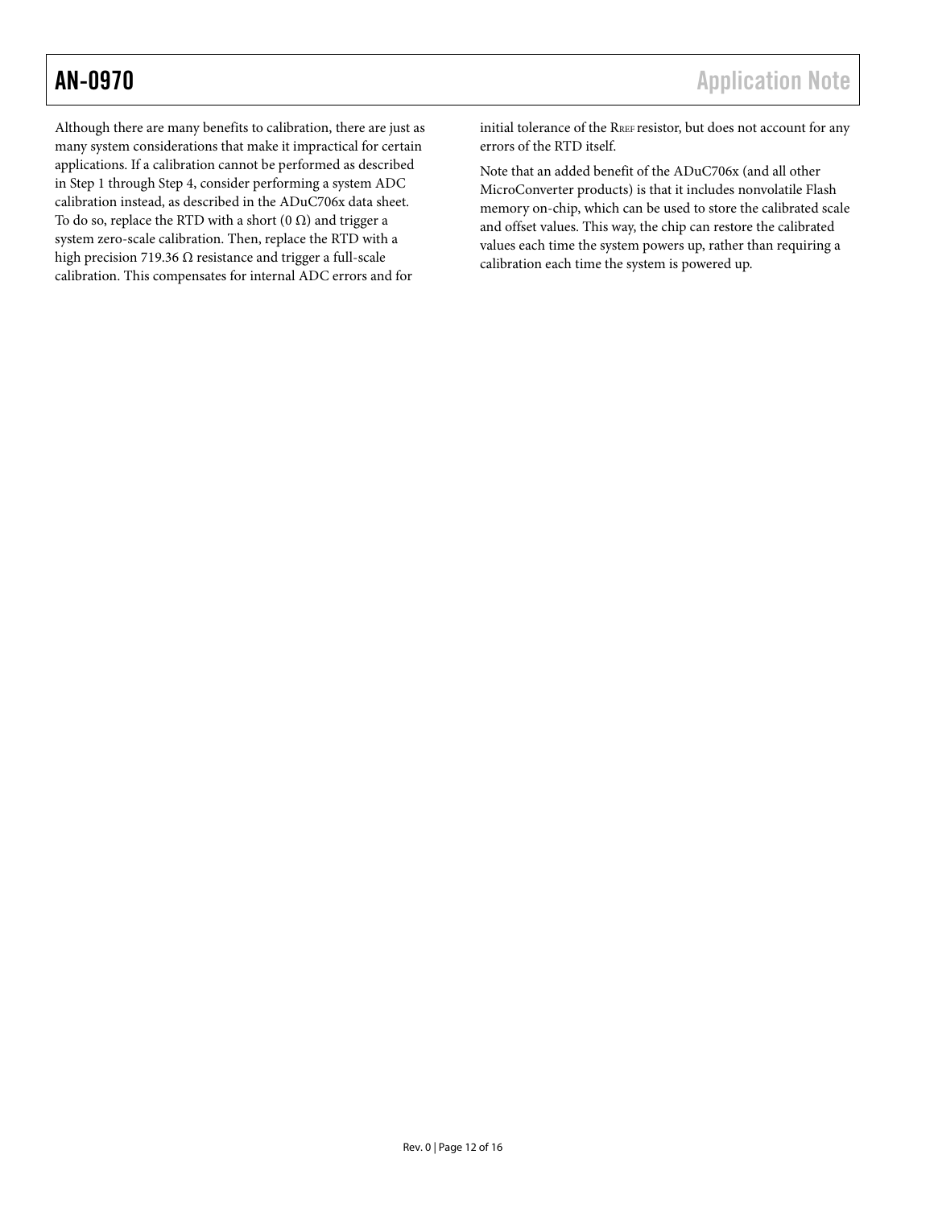Although there are many benefits to calibration, there are just as many system considerations that make it impractical for certain applications. If a calibration cannot be performed as described in Step 1 through Step 4, consider performing a system ADC calibration instead, as described in the ADuC706x data sheet. To do so, replace the RTD with a short (0 Ω) and trigger a system zero-scale calibration. Then, replace the RTD with a high precision 719.36 Ω resistance and trigger a full-scale calibration. This compensates for internal ADC errors and for initial tolerance of the $R_{REF}$ resistor, but does not account for any errors of the RTD itself.

Note that an added benefit of the ADuC706x (and all other MicroConverter products) is that it includes nonvolatile Flash memory on-chip, which can be used to store the calibrated scale and offset values. This way, the chip can restore the calibrated values each time the system powers up, rather than requiring a calibration each time the system is powered up.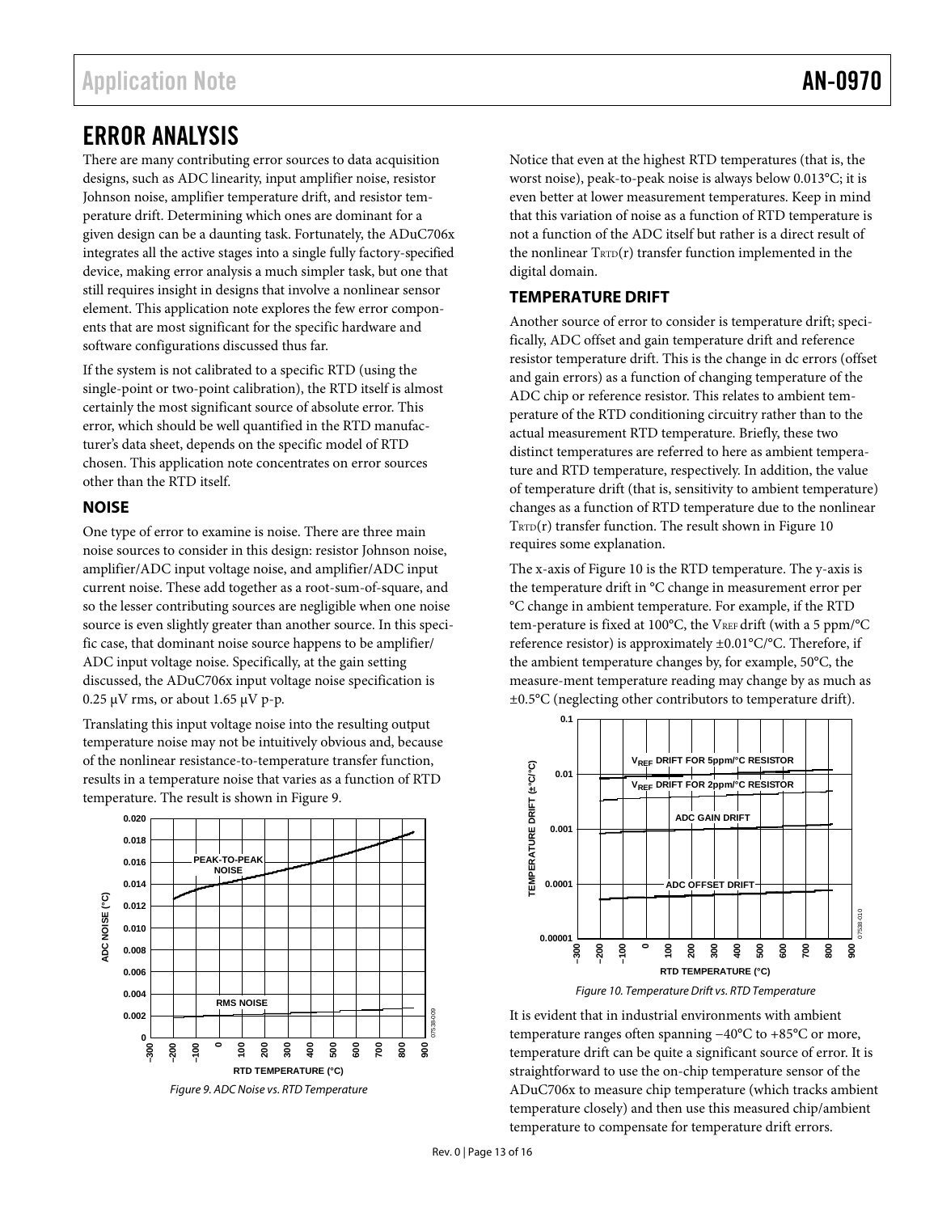## ERROR ANALYSIS

There are many contributing error sources to data acquisition designs, such as ADC linearity, input amplifier noise, resistor Johnson noise, amplifier temperature drift, and resistor temperature drift. Determining which ones are dominant for a given design can be a daunting task. Fortunately, the ADuC706x integrates all the active stages into a single fully factory-specified device, making error analysis a much simpler task, but one that still requires insight in designs that involve a nonlinear sensor element. This application note explores the few error components that are most significant for the specific hardware and software configurations discussed thus far.

If the system is not calibrated to a specific RTD (using the single-point or two-point calibration), the RTD itself is almost certainly the most significant source of absolute error. This error, which should be well quantified in the RTD manufacturer's data sheet, depends on the specific model of RTD chosen. This application note concentrates on error sources other than the RTD itself.

### NOISE

One type of error to examine is noise. There are three main noise sources to consider in this design: resistor Johnson noise, amplifier/ADC input voltage noise, and amplifier/ADC input current noise. These add together as a root-sum-of-square, and so the lesser contributing sources are negligible when one noise source is even slightly greater than another source. In this specific case, that dominant noise source happens to be amplifier/ADC input voltage noise. Specifically, at the gain setting discussed, the ADuC706x input voltage noise specification is 0.25 μV rms, or about 1.65 μV p-p.

Translating this input voltage noise into the resulting output temperature noise may not be intuitively obvious and, because of the nonlinear resistance-to-temperature transfer function, results in a temperature noise that varies as a function of RTD temperature. The result is shown in Figure 9.

*Figure 9. ADC Noise vs. RTD Temperature*

Notice that even at the highest RTD temperatures (that is, the worst noise), peak-to-peak noise is always below 0.013°C; it is even better at lower measurement temperatures. Keep in mind that this variation of noise as a function of RTD temperature is not a function of the ADC itself but rather is a direct result of the nonlinear $T_{RTD}(r)$ transfer function implemented in the digital domain.

### TEMPERATURE DRIFT

Another source of error to consider is temperature drift; specifically, ADC offset and gain temperature drift and reference resistor temperature drift. This is the change in dc errors (offset and gain errors) as a function of changing temperature of the ADC chip or reference resistor. This relates to ambient temperature of the RTD conditioning circuitry rather than to the actual measurement RTD temperature. Briefly, these two distinct temperatures are referred to here as ambient temperature and RTD temperature, respectively. In addition, the value of temperature drift (that is, sensitivity to ambient temperature) changes as a function of RTD temperature due to the nonlinear $T_{RTD}(r)$ transfer function. The result shown in Figure 10 requires some explanation.

The x-axis of Figure 10 is the RTD temperature. The y-axis is the temperature drift in °C change in measurement error per °C change in ambient temperature. For example, if the RTD tem-perature is fixed at 100°C, the $V_{REF}$ drift (with a 5 ppm/°C reference resistor) is approximately ±0.01°C/°C. Therefore, if the ambient temperature changes by, for example, 50°C, the measure-ment temperature reading may change by as much as ±0.5°C (neglecting other contributors to temperature drift).

*Figure 10. Temperature Drift vs. RTD Temperature*

It is evident that in industrial environments with ambient temperature ranges often spanning −40°C to +85°C or more, temperature drift can be quite a significant source of error. It is straightforward to use the on-chip temperature sensor of the ADuC706x to measure chip temperature (which tracks ambient temperature closely) and then use this measured chip/ambient temperature to compensate for temperature drift errors.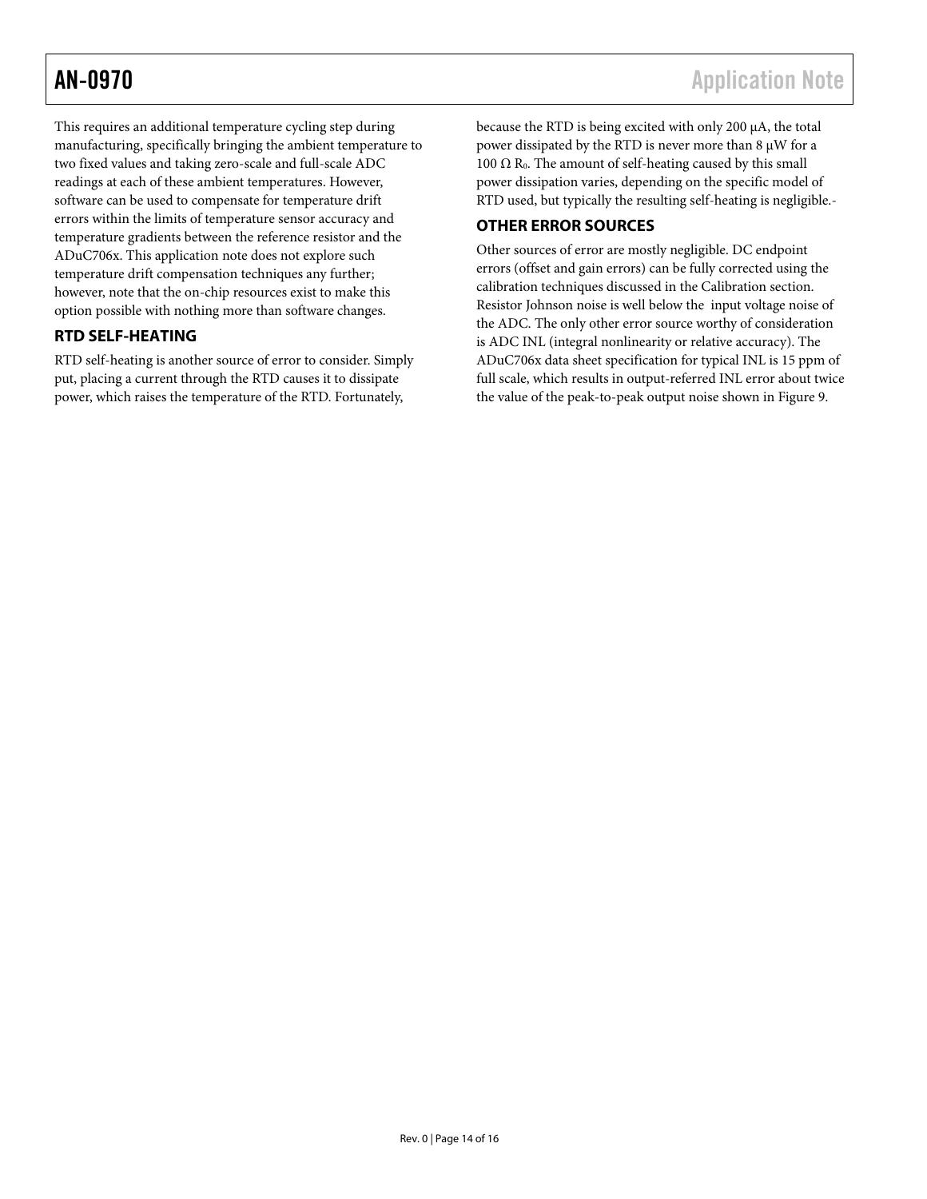This requires an additional temperature cycling step during manufacturing, specifically bringing the ambient temperature to two fixed values and taking zero-scale and full-scale ADC readings at each of these ambient temperatures. However, software can be used to compensate for temperature drift errors within the limits of temperature sensor accuracy and temperature gradients between the reference resistor and the ADuC706x. This application note does not explore such temperature drift compensation techniques any further; however, note that the on-chip resources exist to make this option possible with nothing more than software changes.

## RTD SELF-HEATING

RTD self-heating is another source of error to consider. Simply put, placing a current through the RTD causes it to dissipate power, which raises the temperature of the RTD. Fortunately, because the RTD is being excited with only 200 μA, the total power dissipated by the RTD is never more than 8 μW for a 100 Ω $R_0$. The amount of self-heating caused by this small power dissipation varies, depending on the specific model of RTD used, but typically the resulting self-heating is negligible.-

## OTHER ERROR SOURCES

Other sources of error are mostly negligible. DC endpoint errors (offset and gain errors) can be fully corrected using the calibration techniques discussed in the Calibration section. Resistor Johnson noise is well below the input voltage noise of the ADC. The only other error source worthy of consideration is ADC INL (integral nonlinearity or relative accuracy). The ADuC706x data sheet specification for typical INL is 15 ppm of full scale, which results in output-referred INL error about twice the value of the peak-to-peak output noise shown in Figure 9.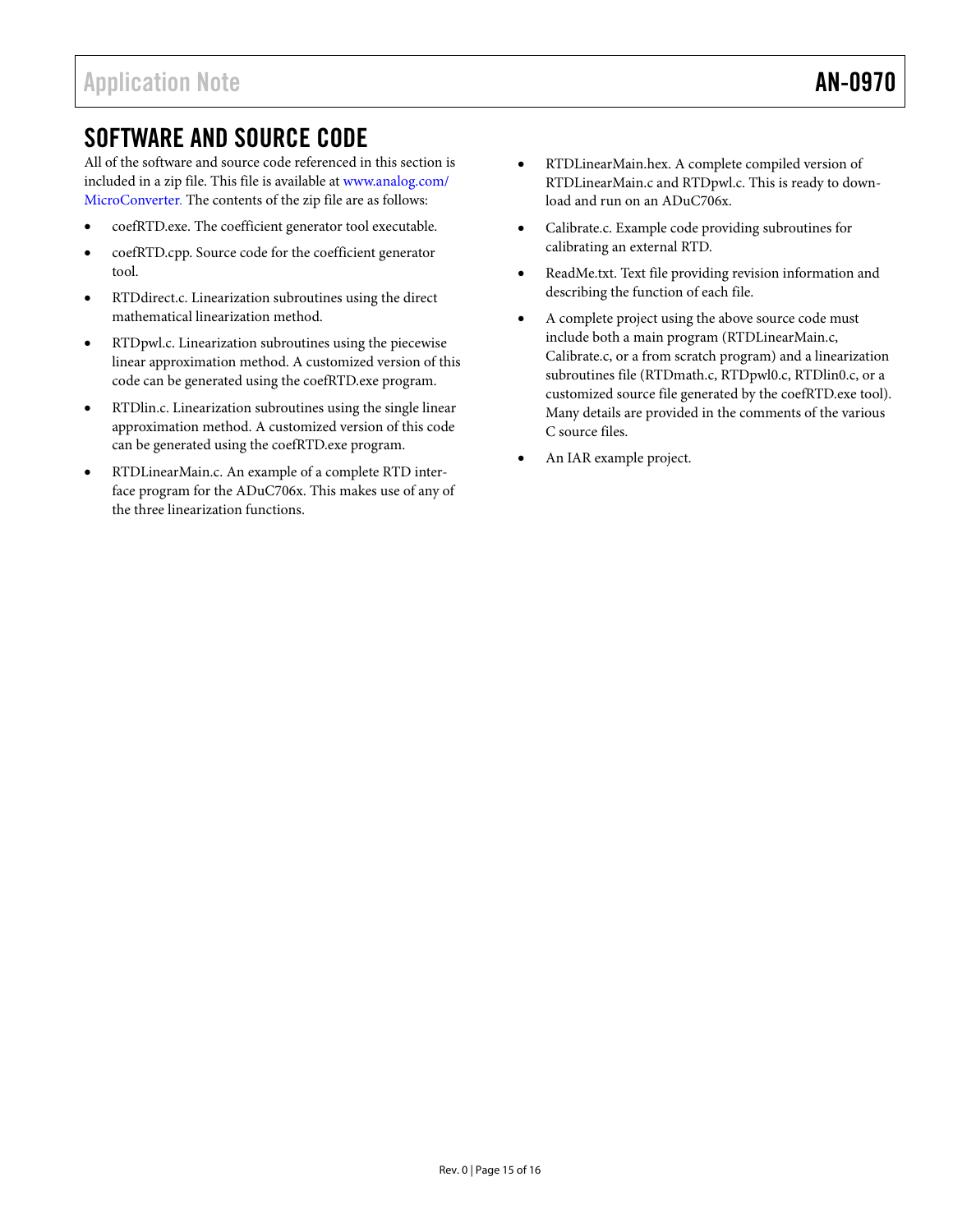## SOFTWARE AND SOURCE CODE

All of the software and source code referenced in this section is included in a zip file. This file is available at www.analog.com/MicroConverter. The contents of the zip file are as follows:

- coefRTD.exe. The coefficient generator tool executable.
- coefRTD.cpp. Source code for the coefficient generator tool.
- RTDdirect.c. Linearization subroutines using the direct mathematical linearization method.
- RTDpwl.c. Linearization subroutines using the piecewise linear approximation method. A customized version of this code can be generated using the coefRTD.exe program.
- RTDlin.c. Linearization subroutines using the single linear approximation method. A customized version of this code can be generated using the coefRTD.exe program.
- RTDLinearMain.c. An example of a complete RTD interface program for the ADuC706x. This makes use of any of the three linearization functions.
- RTDLinearMain.hex. A complete compiled version of RTDLinearMain.c and RTDpwl.c. This is ready to download and run on an ADuC706x.
- Calibrate.c. Example code providing subroutines for calibrating an external RTD.
- ReadMe.txt. Text file providing revision information and describing the function of each file.
- A complete project using the above source code must include both a main program (RTDLinearMain.c, Calibrate.c, or a from scratch program) and a linearization subroutines file (RTDmath.c, RTDpwl0.c, RTDlin0.c, or a customized source file generated by the coefRTD.exe tool). Many details are provided in the comments of the various C source files.
- An IAR example project.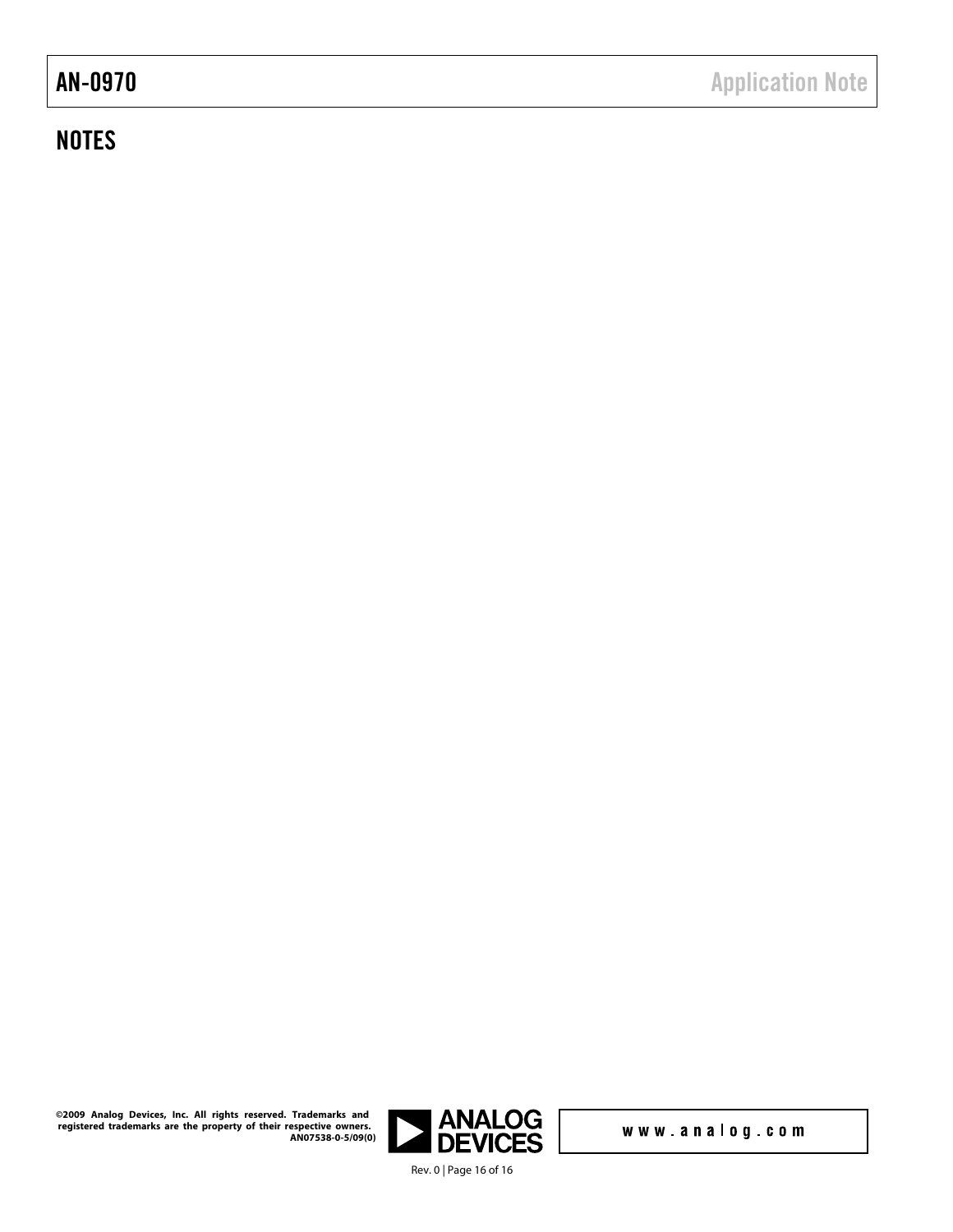## NOTES

©2009 Analog Devices, Inc. All rights reserved. Trademarks and registered trademarks are the property of their respective owners.
AN07538-0-5/09(0)

www.analog.com